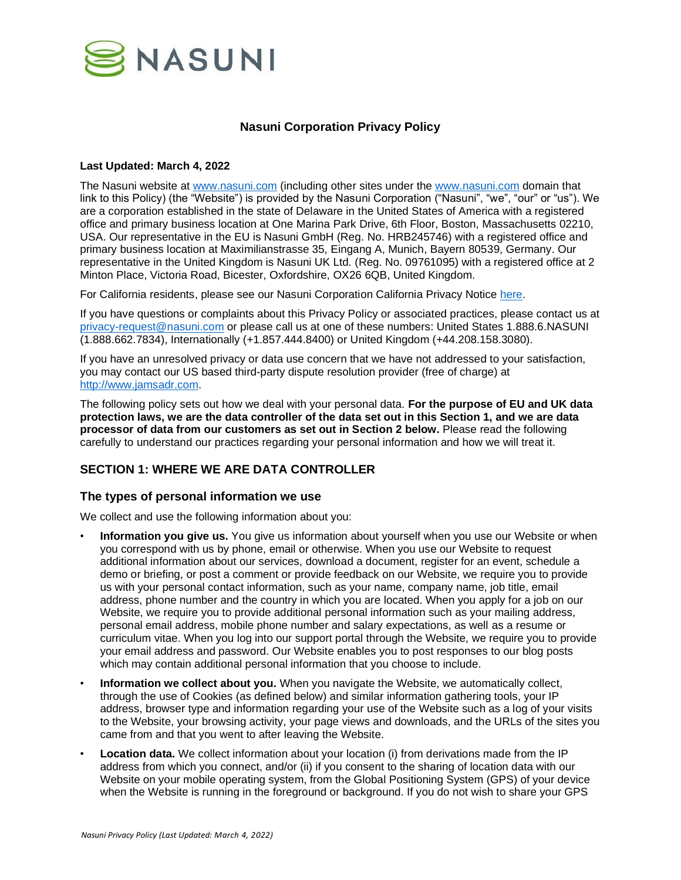# Nasuni Corporation Privacy Policy

**Last Updated: March 4, 2022**

The Nasuni website at www.nasuni.com (including other sites under the www.nasuni.com domain that link to this Policy) (the "Website") is provided by the Nasuni Corporation ("Nasuni", "we", "our" or "us"). We are a corporation established in the state of Delaware in the United States of America with a registered office and primary business location at One Marina Park Drive, 6th Floor, Boston, Massachusetts 02210, USA. Our representative in the EU is Nasuni GmbH (Reg. No. HRB245746) with a registered office and primary business location at Maximilianstrasse 35, Eingang A, Munich, Bayern 80539, Germany. Our representative in the United Kingdom is Nasuni UK Ltd. (Reg. No. 09761095) with a registered office at 2 Minton Place, Victoria Road, Bicester, Oxfordshire, OX26 6QB, United Kingdom.

For California residents, please see our Nasuni Corporation California Privacy Notice here.

If you have questions or complaints about this Privacy Policy or associated practices, please contact us at privacy-request@nasuni.com or please call us at one of these numbers: United States 1.888.6.NASUNI (1.888.662.7834), Internationally (+1.857.444.8400) or United Kingdom (+44.208.158.3080).

If you have an unresolved privacy or data use concern that we have not addressed to your satisfaction, you may contact our US based third-party dispute resolution provider (free of charge) at http://www.jamsadr.com.

The following policy sets out how we deal with your personal data. **For the purpose of EU and UK data protection laws, we are the data controller of the data set out in this Section 1, and we are data processor of data from our customers as set out in Section 2 below.** Please read the following carefully to understand our practices regarding your personal information and how we will treat it.

## SECTION 1: WHERE WE ARE DATA CONTROLLER

### The types of personal information we use

We collect and use the following information about you:

- **Information you give us.** You give us information about yourself when you use our Website or when you correspond with us by phone, email or otherwise. When you use our Website to request additional information about our services, download a document, register for an event, schedule a demo or briefing, or post a comment or provide feedback on our Website, we require you to provide us with your personal contact information, such as your name, company name, job title, email address, phone number and the country in which you are located. When you apply for a job on our Website, we require you to provide additional personal information such as your mailing address, personal email address, mobile phone number and salary expectations, as well as a resume or curriculum vitae. When you log into our support portal through the Website, we require you to provide your email address and password. Our Website enables you to post responses to our blog posts which may contain additional personal information that you choose to include.
- **Information we collect about you.** When you navigate the Website, we automatically collect, through the use of Cookies (as defined below) and similar information gathering tools, your IP address, browser type and information regarding your use of the Website such as a log of your visits to the Website, your browsing activity, your page views and downloads, and the URLs of the sites you came from and that you went to after leaving the Website.
- **Location data.** We collect information about your location (i) from derivations made from the IP address from which you connect, and/or (ii) if you consent to the sharing of location data with our Website on your mobile operating system, from the Global Positioning System (GPS) of your device when the Website is running in the foreground or background. If you do not wish to share your GPS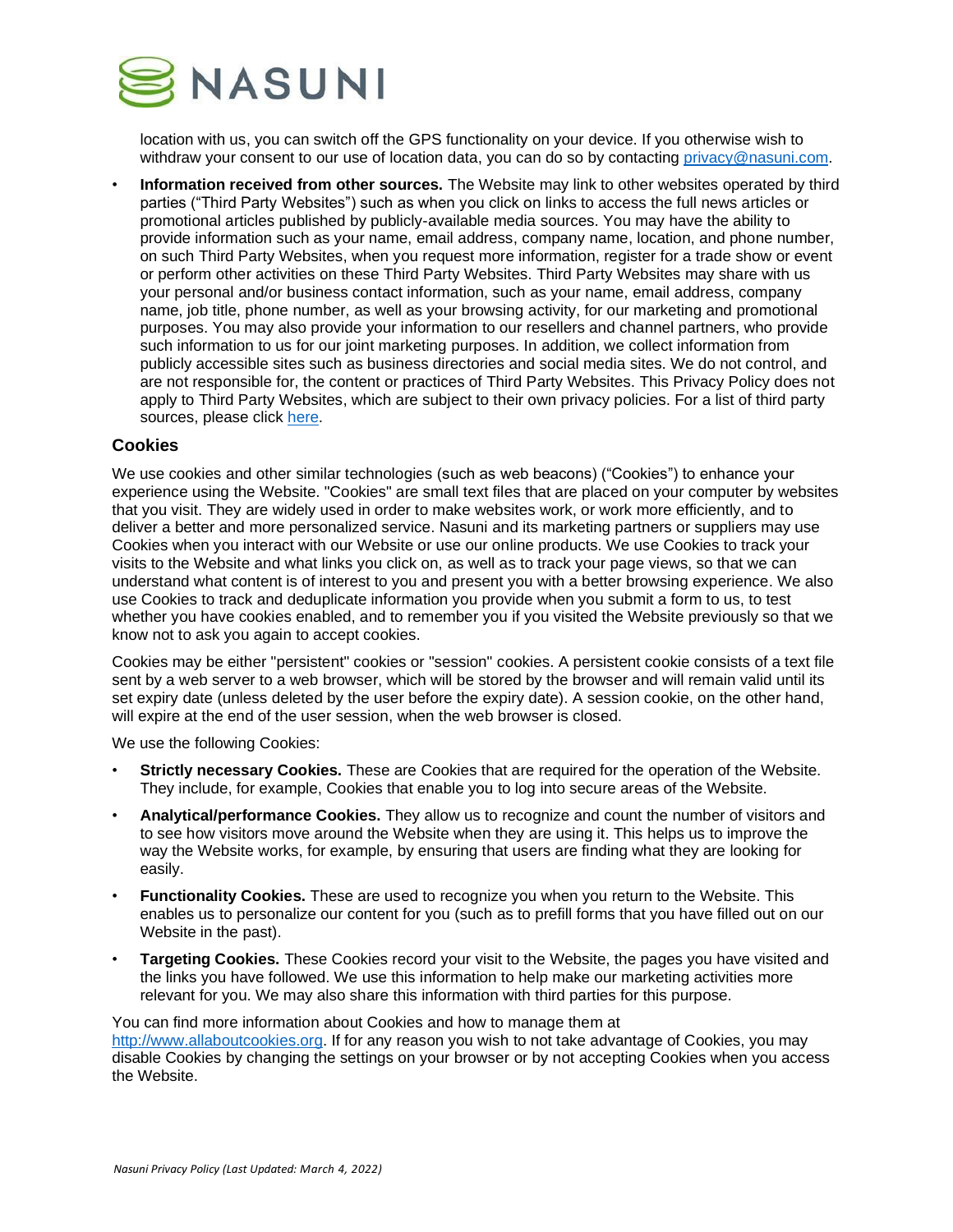location with us, you can switch off the GPS functionality on your device. If you otherwise wish to withdraw your consent to our use of location data, you can do so by contacting privacy@nasuni.com.

- **Information received from other sources.** The Website may link to other websites operated by third parties ("Third Party Websites") such as when you click on links to access the full news articles or promotional articles published by publicly-available media sources. You may have the ability to provide information such as your name, email address, company name, location, and phone number, on such Third Party Websites, when you request more information, register for a trade show or event or perform other activities on these Third Party Websites. Third Party Websites may share with us your personal and/or business contact information, such as your name, email address, company name, job title, phone number, as well as your browsing activity, for our marketing and promotional purposes. You may also provide your information to our resellers and channel partners, who provide such information to us for our joint marketing purposes. In addition, we collect information from publicly accessible sites such as business directories and social media sites. We do not control, and are not responsible for, the content or practices of Third Party Websites. This Privacy Policy does not apply to Third Party Websites, which are subject to their own privacy policies. For a list of third party sources, please click here.

### Cookies

We use cookies and other similar technologies (such as web beacons) ("Cookies") to enhance your experience using the Website. "Cookies" are small text files that are placed on your computer by websites that you visit. They are widely used in order to make websites work, or work more efficiently, and to deliver a better and more personalized service. Nasuni and its marketing partners or suppliers may use Cookies when you interact with our Website or use our online products. We use Cookies to track your visits to the Website and what links you click on, as well as to track your page views, so that we can understand what content is of interest to you and present you with a better browsing experience. We also use Cookies to track and deduplicate information you provide when you submit a form to us, to test whether you have cookies enabled, and to remember you if you visited the Website previously so that we know not to ask you again to accept cookies.

Cookies may be either "persistent" cookies or "session" cookies. A persistent cookie consists of a text file sent by a web server to a web browser, which will be stored by the browser and will remain valid until its set expiry date (unless deleted by the user before the expiry date). A session cookie, on the other hand, will expire at the end of the user session, when the web browser is closed.

We use the following Cookies:

- **Strictly necessary Cookies.** These are Cookies that are required for the operation of the Website. They include, for example, Cookies that enable you to log into secure areas of the Website.
- **Analytical/performance Cookies.** They allow us to recognize and count the number of visitors and to see how visitors move around the Website when they are using it. This helps us to improve the way the Website works, for example, by ensuring that users are finding what they are looking for easily.
- **Functionality Cookies.** These are used to recognize you when you return to the Website. This enables us to personalize our content for you (such as to prefill forms that you have filled out on our Website in the past).
- **Targeting Cookies.** These Cookies record your visit to the Website, the pages you have visited and the links you have followed. We use this information to help make our marketing activities more relevant for you. We may also share this information with third parties for this purpose.

You can find more information about Cookies and how to manage them at http://www.allaboutcookies.org. If for any reason you wish to not take advantage of Cookies, you may disable Cookies by changing the settings on your browser or by not accepting Cookies when you access the Website.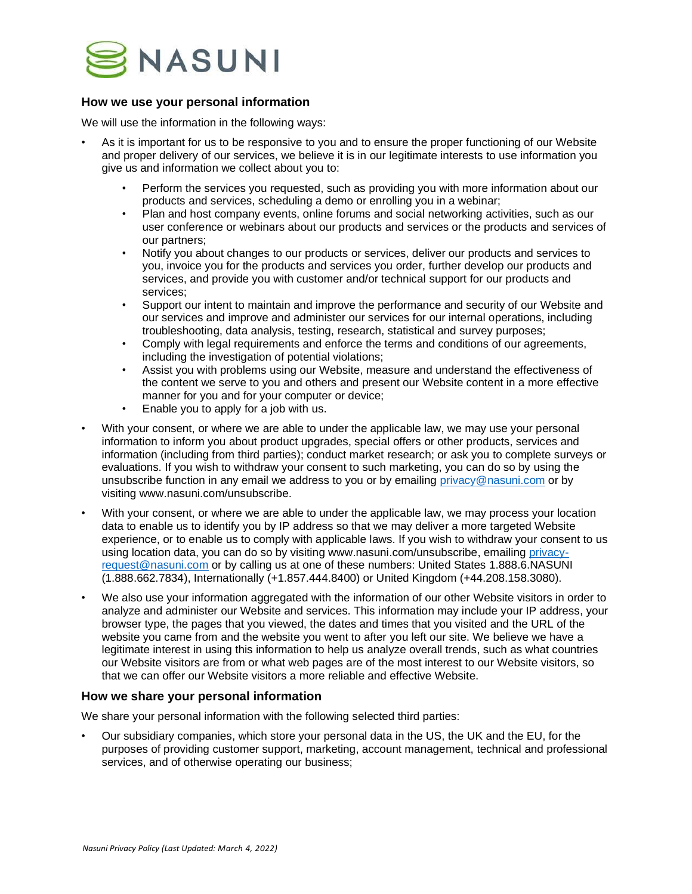## How we use your personal information

We will use the information in the following ways:

- As it is important for us to be responsive to you and to ensure the proper functioning of our Website and proper delivery of our services, we believe it is in our legitimate interests to use information you give us and information we collect about you to:
  - Perform the services you requested, such as providing you with more information about our products and services, scheduling a demo or enrolling you in a webinar;
  - Plan and host company events, online forums and social networking activities, such as our user conference or webinars about our products and services or the products and services of our partners;
  - Notify you about changes to our products or services, deliver our products and services to you, invoice you for the products and services you order, further develop our products and services, and provide you with customer and/or technical support for our products and services;
  - Support our intent to maintain and improve the performance and security of our Website and our services and improve and administer our services for our internal operations, including troubleshooting, data analysis, testing, research, statistical and survey purposes;
  - Comply with legal requirements and enforce the terms and conditions of our agreements, including the investigation of potential violations;
  - Assist you with problems using our Website, measure and understand the effectiveness of the content we serve to you and others and present our Website content in a more effective manner for you and for your computer or device;
  - Enable you to apply for a job with us.
- With your consent, or where we are able to under the applicable law, we may use your personal information to inform you about product upgrades, special offers or other products, services and information (including from third parties); conduct market research; or ask you to complete surveys or evaluations. If you wish to withdraw your consent to such marketing, you can do so by using the unsubscribe function in any email we address to you or by emailing privacy@nasuni.com or by visiting www.nasuni.com/unsubscribe.
- With your consent, or where we are able to under the applicable law, we may process your location data to enable us to identify you by IP address so that we may deliver a more targeted Website experience, or to enable us to comply with applicable laws. If you wish to withdraw your consent to us using location data, you can do so by visiting www.nasuni.com/unsubscribe, emailing privacy-request@nasuni.com or by calling us at one of these numbers: United States 1.888.6.NASUNI (1.888.662.7834), Internationally (+1.857.444.8400) or United Kingdom (+44.208.158.3080).
- We also use your information aggregated with the information of our other Website visitors in order to analyze and administer our Website and services. This information may include your IP address, your browser type, the pages that you viewed, the dates and times that you visited and the URL of the website you came from and the website you went to after you left our site. We believe we have a legitimate interest in using this information to help us analyze overall trends, such as what countries our Website visitors are from or what web pages are of the most interest to our Website visitors, so that we can offer our Website visitors a more reliable and effective Website.

## How we share your personal information

We share your personal information with the following selected third parties:

- Our subsidiary companies, which store your personal data in the US, the UK and the EU, for the purposes of providing customer support, marketing, account management, technical and professional services, and of otherwise operating our business;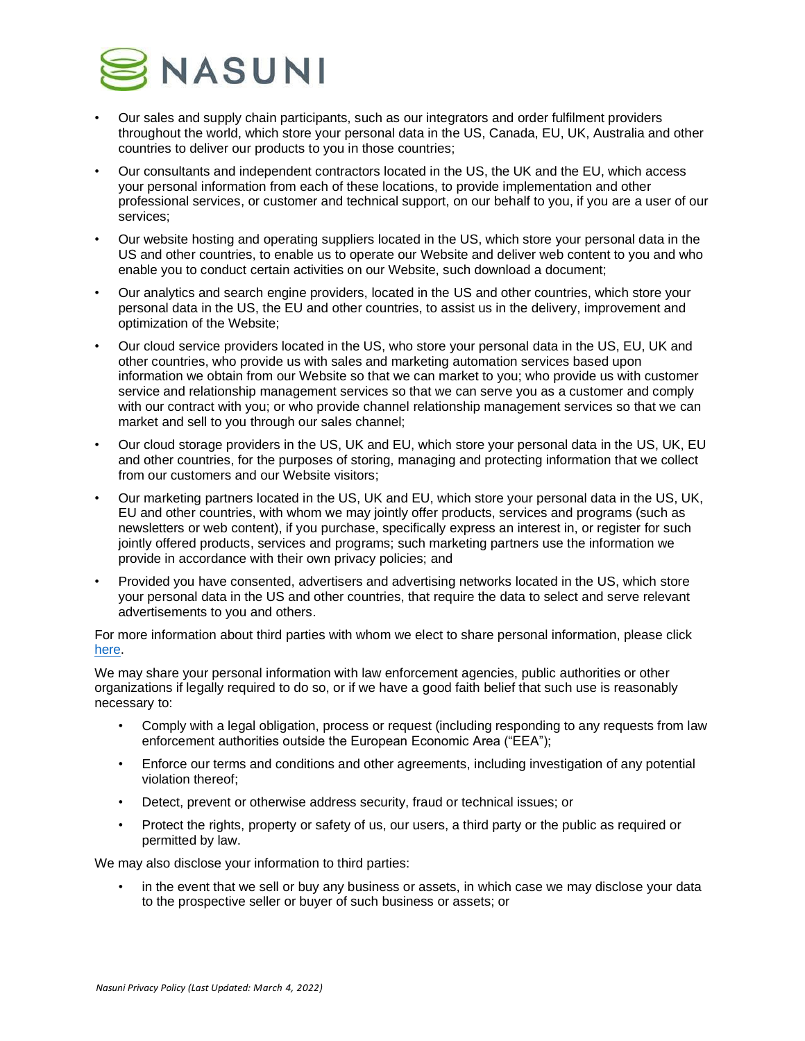- Our sales and supply chain participants, such as our integrators and order fulfilment providers throughout the world, which store your personal data in the US, Canada, EU, UK, Australia and other countries to deliver our products to you in those countries;
- Our consultants and independent contractors located in the US, the UK and the EU, which access your personal information from each of these locations, to provide implementation and other professional services, or customer and technical support, on our behalf to you, if you are a user of our services;
- Our website hosting and operating suppliers located in the US, which store your personal data in the US and other countries, to enable us to operate our Website and deliver web content to you and who enable you to conduct certain activities on our Website, such download a document;
- Our analytics and search engine providers, located in the US and other countries, which store your personal data in the US, the EU and other countries, to assist us in the delivery, improvement and optimization of the Website;
- Our cloud service providers located in the US, who store your personal data in the US, EU, UK and other countries, who provide us with sales and marketing automation services based upon information we obtain from our Website so that we can market to you; who provide us with customer service and relationship management services so that we can serve you as a customer and comply with our contract with you; or who provide channel relationship management services so that we can market and sell to you through our sales channel;
- Our cloud storage providers in the US, UK and EU, which store your personal data in the US, UK, EU and other countries, for the purposes of storing, managing and protecting information that we collect from our customers and our Website visitors;
- Our marketing partners located in the US, UK and EU, which store your personal data in the US, UK, EU and other countries, with whom we may jointly offer products, services and programs (such as newsletters or web content), if you purchase, specifically express an interest in, or register for such jointly offered products, services and programs; such marketing partners use the information we provide in accordance with their own privacy policies; and
- Provided you have consented, advertisers and advertising networks located in the US, which store your personal data in the US and other countries, that require the data to select and serve relevant advertisements to you and others.

For more information about third parties with whom we elect to share personal information, please click here.

We may share your personal information with law enforcement agencies, public authorities or other organizations if legally required to do so, or if we have a good faith belief that such use is reasonably necessary to:

- Comply with a legal obligation, process or request (including responding to any requests from law enforcement authorities outside the European Economic Area ("EEA");
- Enforce our terms and conditions and other agreements, including investigation of any potential violation thereof;
- Detect, prevent or otherwise address security, fraud or technical issues; or
- Protect the rights, property or safety of us, our users, a third party or the public as required or permitted by law.

We may also disclose your information to third parties:

- in the event that we sell or buy any business or assets, in which case we may disclose your data to the prospective seller or buyer of such business or assets; or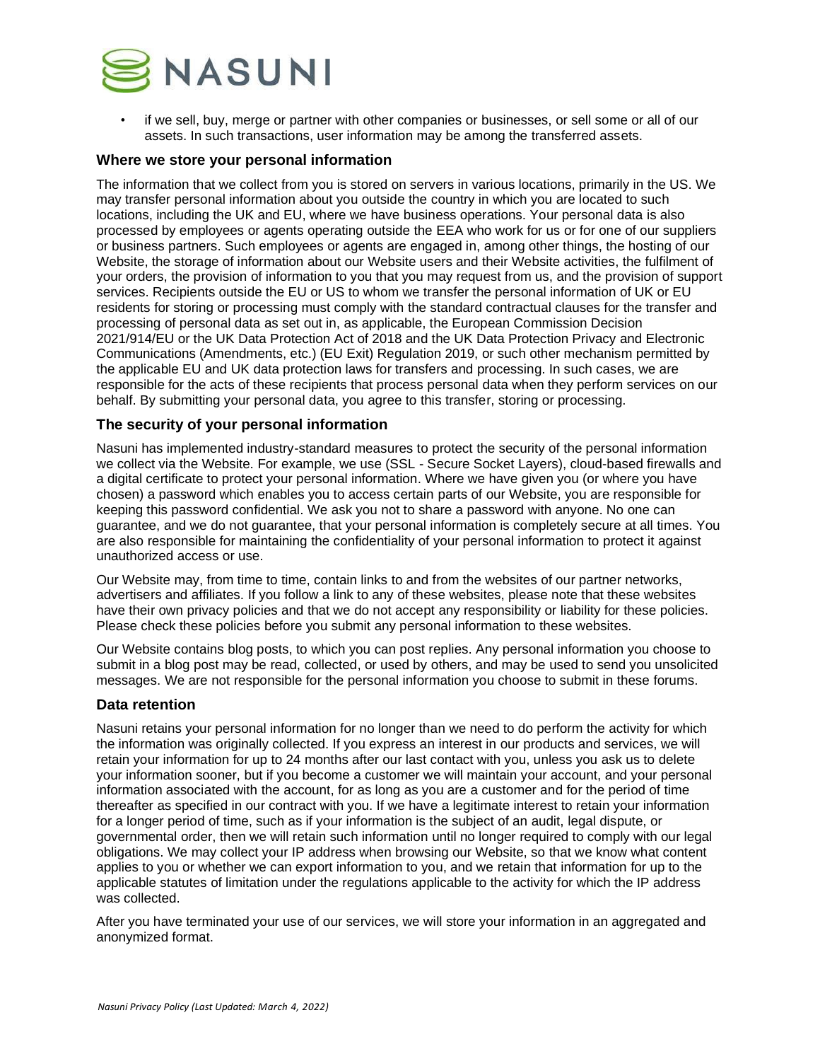- if we sell, buy, merge or partner with other companies or businesses, or sell some or all of our assets. In such transactions, user information may be among the transferred assets.

### Where we store your personal information

The information that we collect from you is stored on servers in various locations, primarily in the US. We may transfer personal information about you outside the country in which you are located to such locations, including the UK and EU, where we have business operations. Your personal data is also processed by employees or agents operating outside the EEA who work for us or for one of our suppliers or business partners. Such employees or agents are engaged in, among other things, the hosting of our Website, the storage of information about our Website users and their Website activities, the fulfilment of your orders, the provision of information to you that you may request from us, and the provision of support services. Recipients outside the EU or US to whom we transfer the personal information of UK or EU residents for storing or processing must comply with the standard contractual clauses for the transfer and processing of personal data as set out in, as applicable, the European Commission Decision 2021/914/EU or the UK Data Protection Act of 2018 and the UK Data Protection Privacy and Electronic Communications (Amendments, etc.) (EU Exit) Regulation 2019, or such other mechanism permitted by the applicable EU and UK data protection laws for transfers and processing. In such cases, we are responsible for the acts of these recipients that process personal data when they perform services on our behalf. By submitting your personal data, you agree to this transfer, storing or processing.

### The security of your personal information

Nasuni has implemented industry-standard measures to protect the security of the personal information we collect via the Website. For example, we use (SSL - Secure Socket Layers), cloud-based firewalls and a digital certificate to protect your personal information. Where we have given you (or where you have chosen) a password which enables you to access certain parts of our Website, you are responsible for keeping this password confidential. We ask you not to share a password with anyone. No one can guarantee, and we do not guarantee, that your personal information is completely secure at all times. You are also responsible for maintaining the confidentiality of your personal information to protect it against unauthorized access or use.

Our Website may, from time to time, contain links to and from the websites of our partner networks, advertisers and affiliates. If you follow a link to any of these websites, please note that these websites have their own privacy policies and that we do not accept any responsibility or liability for these policies. Please check these policies before you submit any personal information to these websites.

Our Website contains blog posts, to which you can post replies. Any personal information you choose to submit in a blog post may be read, collected, or used by others, and may be used to send you unsolicited messages. We are not responsible for the personal information you choose to submit in these forums.

### Data retention

Nasuni retains your personal information for no longer than we need to do perform the activity for which the information was originally collected. If you express an interest in our products and services, we will retain your information for up to 24 months after our last contact with you, unless you ask us to delete your information sooner, but if you become a customer we will maintain your account, and your personal information associated with the account, for as long as you are a customer and for the period of time thereafter as specified in our contract with you. If we have a legitimate interest to retain your information for a longer period of time, such as if your information is the subject of an audit, legal dispute, or governmental order, then we will retain such information until no longer required to comply with our legal obligations. We may collect your IP address when browsing our Website, so that we know what content applies to you or whether we can export information to you, and we retain that information for up to the applicable statutes of limitation under the regulations applicable to the activity for which the IP address was collected.

After you have terminated your use of our services, we will store your information in an aggregated and anonymized format.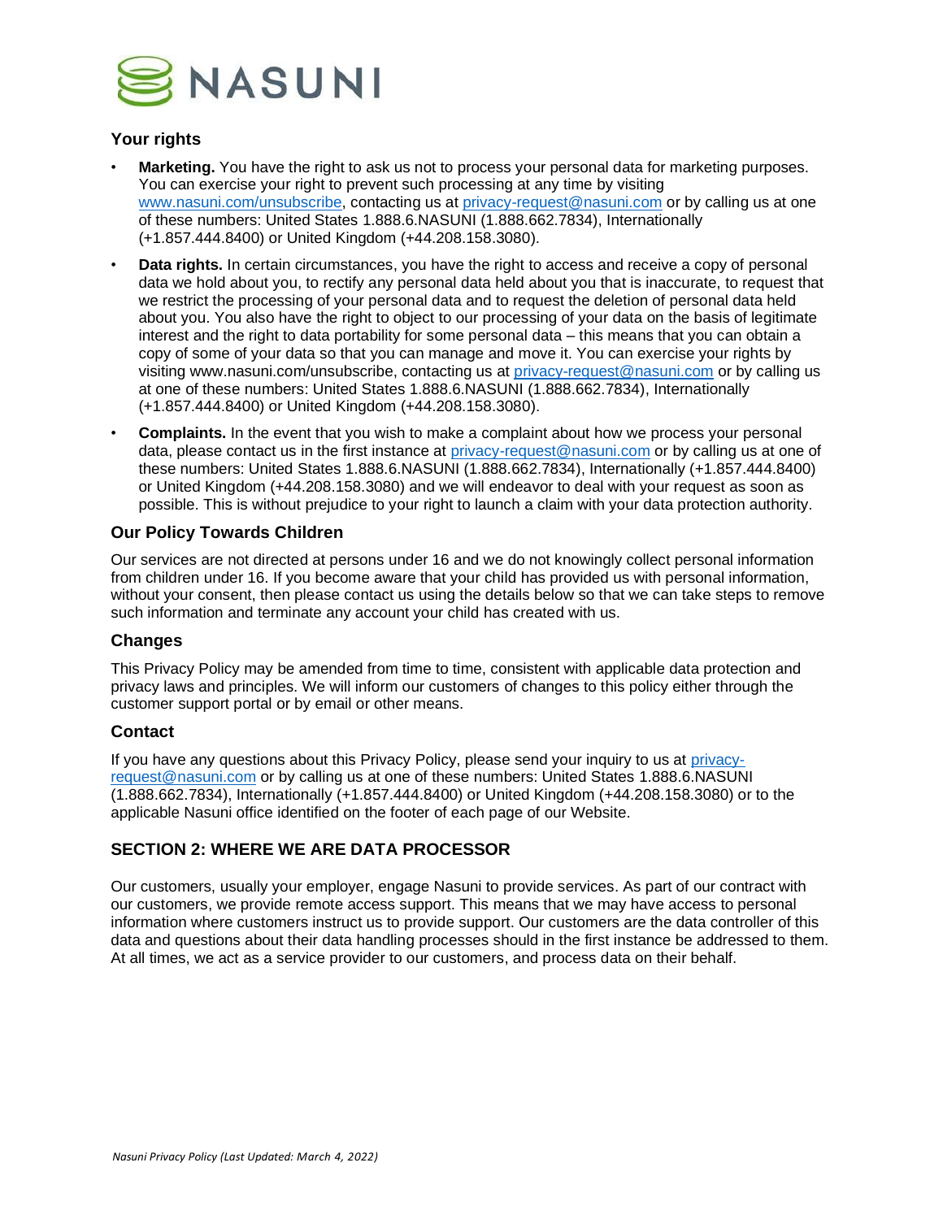### Your rights

- **Marketing.** You have the right to ask us not to process your personal data for marketing purposes. You can exercise your right to prevent such processing at any time by visiting www.nasuni.com/unsubscribe, contacting us at privacy-request@nasuni.com or by calling us at one of these numbers: United States 1.888.6.NASUNI (1.888.662.7834), Internationally (+1.857.444.8400) or United Kingdom (+44.208.158.3080).
- **Data rights.** In certain circumstances, you have the right to access and receive a copy of personal data we hold about you, to rectify any personal data held about you that is inaccurate, to request that we restrict the processing of your personal data and to request the deletion of personal data held about you. You also have the right to object to our processing of your data on the basis of legitimate interest and the right to data portability for some personal data – this means that you can obtain a copy of some of your data so that you can manage and move it. You can exercise your rights by visiting www.nasuni.com/unsubscribe, contacting us at privacy-request@nasuni.com or by calling us at one of these numbers: United States 1.888.6.NASUNI (1.888.662.7834), Internationally (+1.857.444.8400) or United Kingdom (+44.208.158.3080).
- **Complaints.** In the event that you wish to make a complaint about how we process your personal data, please contact us in the first instance at privacy-request@nasuni.com or by calling us at one of these numbers: United States 1.888.6.NASUNI (1.888.662.7834), Internationally (+1.857.444.8400) or United Kingdom (+44.208.158.3080) and we will endeavor to deal with your request as soon as possible. This is without prejudice to your right to launch a claim with your data protection authority.

### Our Policy Towards Children

Our services are not directed at persons under 16 and we do not knowingly collect personal information from children under 16. If you become aware that your child has provided us with personal information, without your consent, then please contact us using the details below so that we can take steps to remove such information and terminate any account your child has created with us.

### Changes

This Privacy Policy may be amended from time to time, consistent with applicable data protection and privacy laws and principles. We will inform our customers of changes to this policy either through the customer support portal or by email or other means.

### Contact

If you have any questions about this Privacy Policy, please send your inquiry to us at privacy-request@nasuni.com or by calling us at one of these numbers: United States 1.888.6.NASUNI (1.888.662.7834), Internationally (+1.857.444.8400) or United Kingdom (+44.208.158.3080) or to the applicable Nasuni office identified on the footer of each page of our Website.

## SECTION 2: WHERE WE ARE DATA PROCESSOR

Our customers, usually your employer, engage Nasuni to provide services. As part of our contract with our customers, we provide remote access support. This means that we may have access to personal information where customers instruct us to provide support. Our customers are the data controller of this data and questions about their data handling processes should in the first instance be addressed to them. At all times, we act as a service provider to our customers, and process data on their behalf.